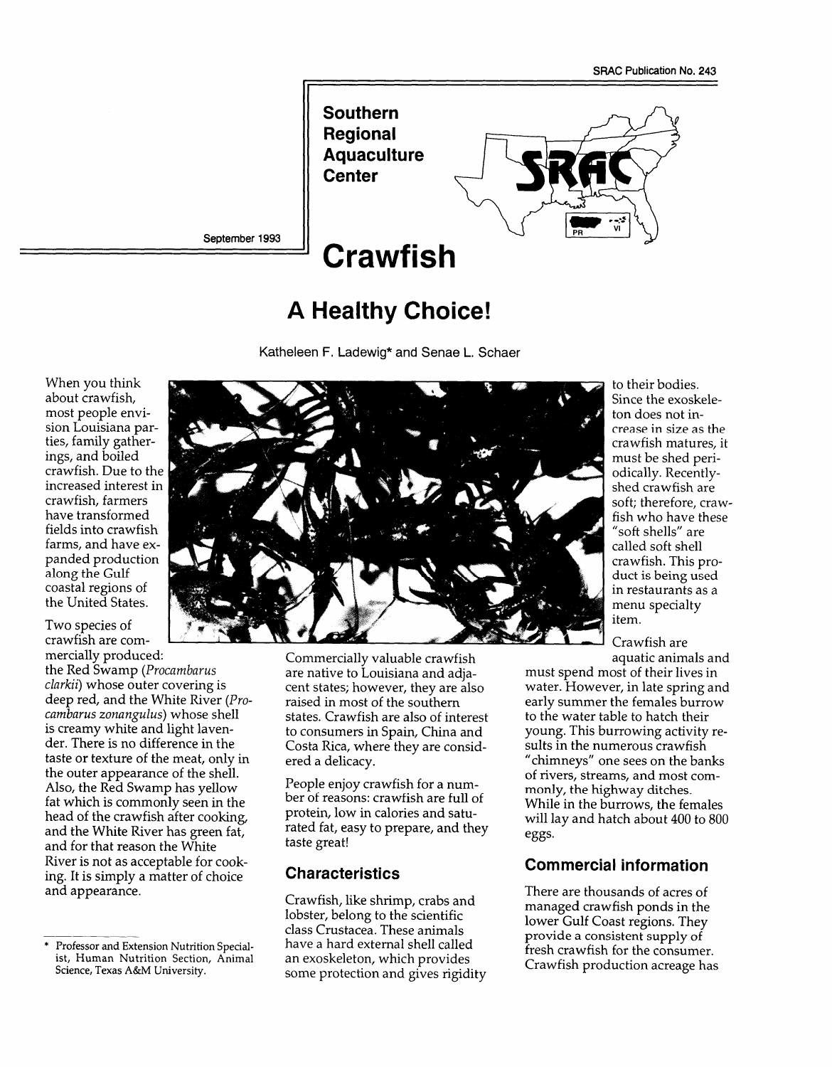SRAC Publication No. 243

**Southern Regional Aquaculture Center**

September 1993

# Crawfish

## A Healthy Choice!

Katheleen F. Ladewig* and Senae L. Schaer

When you think about crawfish, most people envision Louisiana parties, family gatherings, and boiled crawfish. Due to the increased interest in crawfish, farmers have transformed fields into crawfish farms, and have expanded production along the Gulf coastal regions of the United States.

Two species of crawfish are commercially produced: the Red Swamp (*Procambarus clarkii*) whose outer covering is deep red, and the White River (*Procambarus zonangulus*) whose shell is creamy white and light lavender. There is no difference in the taste or texture of the meat, only in the outer appearance of the shell. Also, the Red Swamp has yellow fat which is commonly seen in the head of the crawfish after cooking, and the White River has green fat, and for that reason the White River is not as acceptable for cooking. It is simply a matter of choice and appearance.

Commercially valuable crawfish are native to Louisiana and adjacent states; however, they are also raised in most of the southern states. Crawfish are also of interest to consumers in Spain, China and Costa Rica, where they are considered a delicacy.

People enjoy crawfish for a number of reasons: crawfish are full of protein, low in calories and saturated fat, easy to prepare, and they taste great!

### Characteristics

Crawfish, like shrimp, crabs and lobster, belong to the scientific class Crustacea. These animals have a hard external shell called an exoskeleton, which provides some protection and gives rigidity to their bodies. Since the exoskeleton does not increase in size as the crawfish matures, it must be shed periodically. Recently-shed crawfish are soft; therefore, crawfish who have these "soft shells" are called soft shell crawfish. This product is being used in restaurants as a menu specialty item.

Crawfish are aquatic animals and must spend most of their lives in water. However, in late spring and early summer the females burrow to the water table to hatch their young. This burrowing activity results in the numerous crawfish "chimneys" one sees on the banks of rivers, streams, and most commonly, the highway ditches. While in the burrows, the females will lay and hatch about 400 to 800 eggs.

### Commercial information

There are thousands of acres of managed crawfish ponds in the lower Gulf Coast regions. They provide a consistent supply of fresh crawfish for the consumer. Crawfish production acreage has

\* Professor and Extension Nutrition Specialist, Human Nutrition Section, Animal Science, Texas A&M University.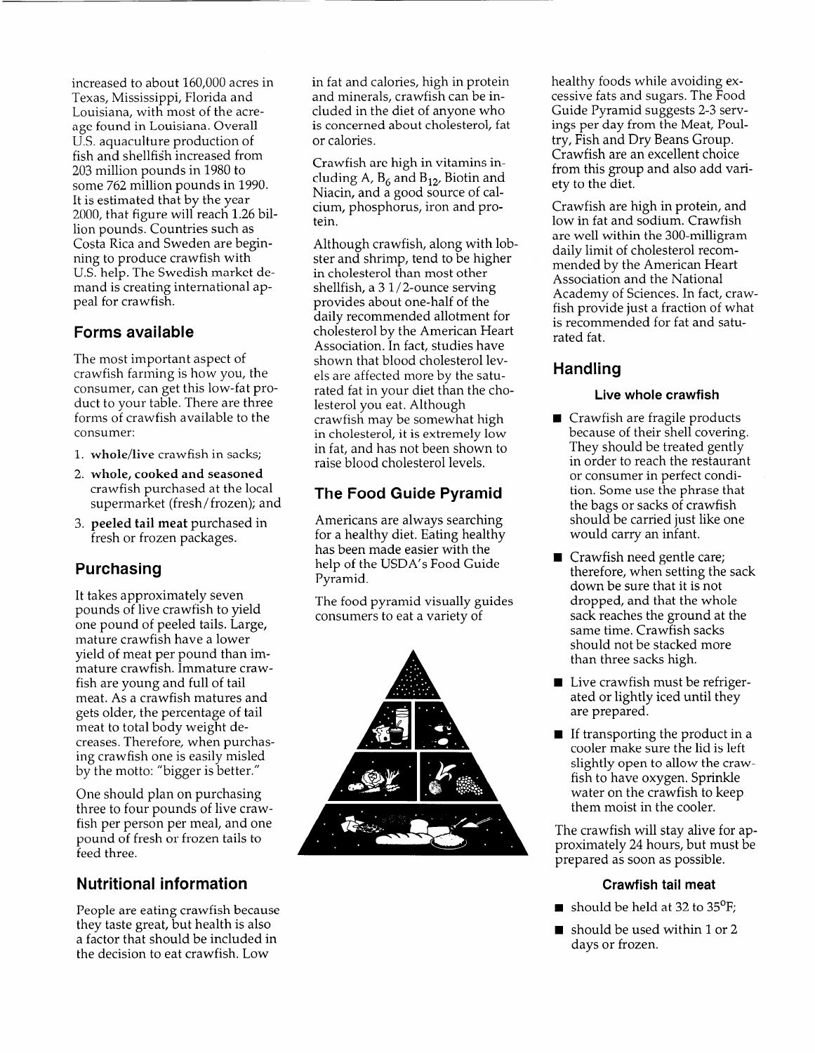increased to about 160,000 acres in Texas, Mississippi, Florida and Louisiana, with most of the acreage found in Louisiana. Overall U.S. aquaculture production of fish and shellfish increased from 203 million pounds in 1980 to some 762 million pounds in 1990. It is estimated that by the year 2000, that figure will reach 1.26 billion pounds. Countries such as Costa Rica and Sweden are beginning to produce crawfish with U.S. help. The Swedish market demand is creating international appeal for crawfish.

## Forms available

The most important aspect of crawfish farming is how you, the consumer, can get this low-fat product to your table. There are three forms of crawfish available to the consumer:

1. **whole/live** crawfish in sacks;
2. **whole, cooked and seasoned** crawfish purchased at the local supermarket (fresh/frozen); and
3. **peeled tail meat** purchased in fresh or frozen packages.

## Purchasing

It takes approximately seven pounds of live crawfish to yield one pound of peeled tails. Large, mature crawfish have a lower yield of meat per pound than immature crawfish. Immature crawfish are young and full of tail meat. As a crawfish matures and gets older, the percentage of tail meat to total body weight decreases. Therefore, when purchasing crawfish one is easily misled by the motto: "bigger is better."

One should plan on purchasing three to four pounds of live crawfish per person per meal, and one pound of fresh or frozen tails to feed three.

## Nutritional information

People are eating crawfish because they taste great, but health is also a factor that should be included in the decision to eat crawfish. Low in fat and calories, high in protein and minerals, crawfish can be included in the diet of anyone who is concerned about cholesterol, fat or calories.

Crawfish are high in vitamins including A, $B_6$ and $B_{12}$, Biotin and Niacin, and a good source of calcium, phosphorus, iron and protein.

Although crawfish, along with lobster and shrimp, tend to be higher in cholesterol than most other shellfish, a 3 1/2-ounce serving provides about one-half of the daily recommended allotment for cholesterol by the American Heart Association. In fact, studies have shown that blood cholesterol levels are affected more by the saturated fat in your diet than the cholesterol you eat. Although crawfish may be somewhat high in cholesterol, it is extremely low in fat, and has not been shown to raise blood cholesterol levels.

## The Food Guide Pyramid

Americans are always searching for a healthy diet. Eating healthy has been made easier with the help of the USDA's Food Guide Pyramid.

The food pyramid visually guides consumers to eat a variety of healthy foods while avoiding excessive fats and sugars. The Food Guide Pyramid suggests 2-3 servings per day from the Meat, Poultry, Fish and Dry Beans Group. Crawfish are an excellent choice from this group and also add variety to the diet.

Crawfish are high in protein, and low in fat and sodium. Crawfish are well within the 300-milligram daily limit of cholesterol recommended by the American Heart Association and the National Academy of Sciences. In fact, crawfish provide just a fraction of what is recommended for fat and saturated fat.

## Handling

### Live whole crawfish

- Crawfish are fragile products because of their shell covering. They should be treated gently in order to reach the restaurant or consumer in perfect condition. Some use the phrase that the bags or sacks of crawfish should be carried just like one would carry an infant.
- Crawfish need gentle care; therefore, when setting the sack down be sure that it is not dropped, and that the whole sack reaches the ground at the same time. Crawfish sacks should not be stacked more than three sacks high.
- Live crawfish must be refrigerated or lightly iced until they are prepared.
- If transporting the product in a cooler make sure the lid is left slightly open to allow the crawfish to have oxygen. Sprinkle water on the crawfish to keep them moist in the cooler.

The crawfish will stay alive for approximately 24 hours, but must be prepared as soon as possible.

### Crawfish tail meat

- should be held at 32 to 35°F;
- should be used within 1 or 2 days or frozen.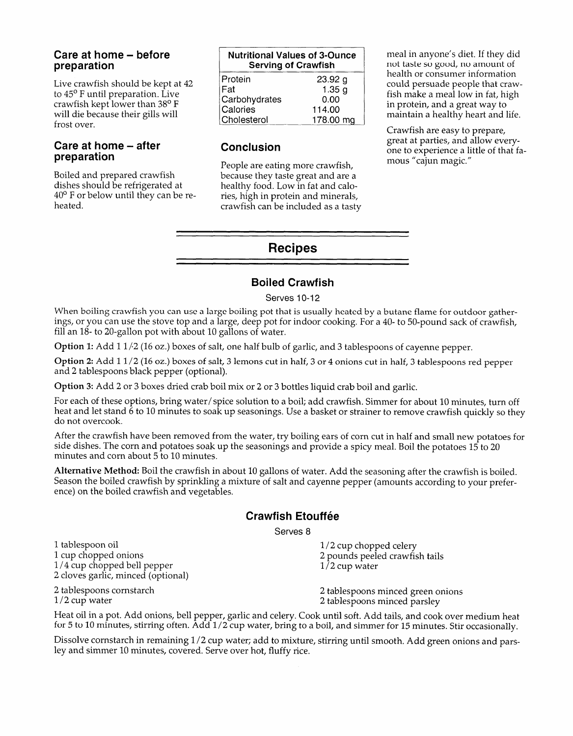## Care at home – before preparation

Live crawfish should be kept at 42 to 45° F until preparation. Live crawfish kept lower than 38° F will die because their gills will frost over.

## Care at home – after preparation

Boiled and prepared crawfish dishes should be refrigerated at 40° F or below until they can be reheated.

| Nutritional Values of 3-Ounce Serving of Crawfish | |
|---|---|
| Protein | 23.92 g |
| Fat | 1.35 g |
| Carbohydrates | 0.00 |
| Calories | 114.00 |
| Cholesterol | 178.00 mg |

## Conclusion

People are eating more crawfish, because they taste great and are a healthy food. Low in fat and calories, high in protein and minerals, crawfish can be included as a tasty meal in anyone's diet. If they did not taste so good, no amount of health or consumer information could persuade people that crawfish make a meal low in fat, high in protein, and a great way to maintain a healthy heart and life.

Crawfish are easy to prepare, great at parties, and allow everyone to experience a little of that famous "cajun magic."

# Recipes

## Boiled Crawfish

Serves 10-12

When boiling crawfish you can use a large boiling pot that is usually heated by a butane flame for outdoor gatherings, or you can use the stove top and a large, deep pot for indoor cooking. For a 40- to 50-pound sack of crawfish, fill an 18- to 20-gallon pot with about 10 gallons of water.

**Option 1:** Add 1 1/2 (16 oz.) boxes of salt, one half bulb of garlic, and 3 tablespoons of cayenne pepper.

**Option 2:** Add 1 1/2 (16 oz.) boxes of salt, 3 lemons cut in half, 3 or 4 onions cut in half, 3 tablespoons red pepper and 2 tablespoons black pepper (optional).

**Option 3:** Add 2 or 3 boxes dried crab boil mix or 2 or 3 bottles liquid crab boil and garlic.

For each of these options, bring water/spice solution to a boil; add crawfish. Simmer for about 10 minutes, turn off heat and let stand 6 to 10 minutes to soak up seasonings. Use a basket or strainer to remove crawfish quickly so they do not overcook.

After the crawfish have been removed from the water, try boiling ears of corn cut in half and small new potatoes for side dishes. The corn and potatoes soak up the seasonings and provide a spicy meal. Boil the potatoes 15 to 20 minutes and corn about 5 to 10 minutes.

**Alternative Method:** Boil the crawfish in about 10 gallons of water. Add the seasoning after the crawfish is boiled. Season the boiled crawfish by sprinkling a mixture of salt and cayenne pepper (amounts according to your preference) on the boiled crawfish and vegetables.

## Crawfish Etouffée

Serves 8

1 tablespoon oil
1 cup chopped onions
1/4 cup chopped bell pepper
2 cloves garlic, minced (optional)
1/2 cup chopped celery
2 pounds peeled crawfish tails
1/2 cup water

2 tablespoons cornstarch
1/2 cup water
2 tablespoons minced green onions
2 tablespoons minced parsley

Heat oil in a pot. Add onions, bell pepper, garlic and celery. Cook until soft. Add tails, and cook over medium heat for 5 to 10 minutes, stirring often. Add 1/2 cup water, bring to a boil, and simmer for 15 minutes. Stir occasionally.

Dissolve cornstarch in remaining 1/2 cup water; add to mixture, stirring until smooth. Add green onions and parsley and simmer 10 minutes, covered. Serve over hot, fluffy rice.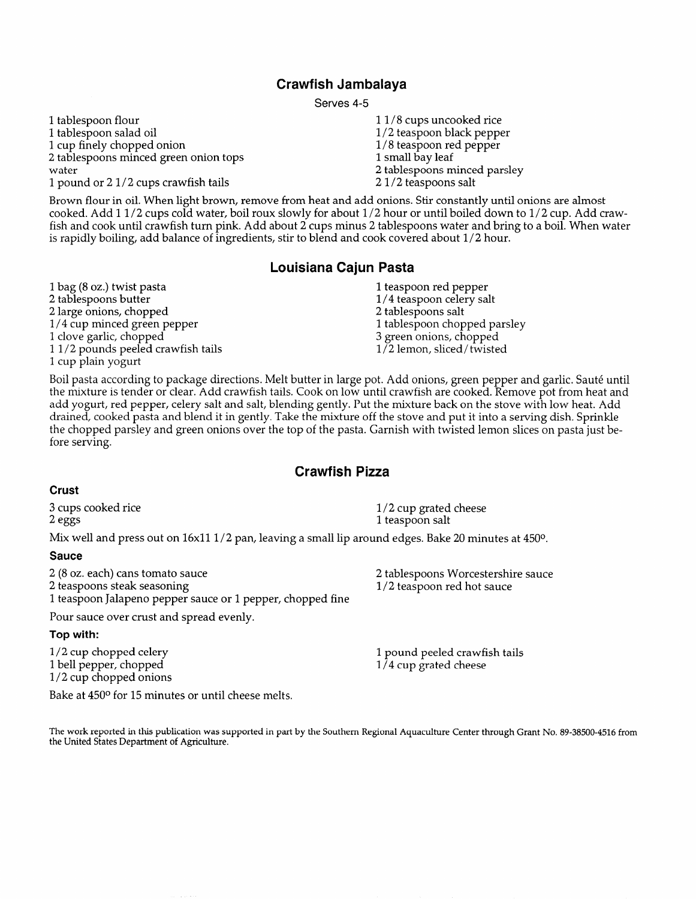## Crawfish Jambalaya

Serves 4-5

1 tablespoon flour
1 tablespoon salad oil
1 cup finely chopped onion
2 tablespoons minced green onion tops
water
1 pound or 2 1/2 cups crawfish tails
1 1/8 cups uncooked rice
1/2 teaspoon black pepper
1/8 teaspoon red pepper
1 small bay leaf
2 tablespoons minced parsley
2 1/2 teaspoons salt

Brown flour in oil. When light brown, remove from heat and add onions. Stir constantly until onions are almost cooked. Add 1 1/2 cups cold water, boil roux slowly for about 1/2 hour or until boiled down to 1/2 cup. Add crawfish and cook until crawfish turn pink. Add about 2 cups minus 2 tablespoons water and bring to a boil. When water is rapidly boiling, add balance of ingredients, stir to blend and cook covered about 1/2 hour.

## Louisiana Cajun Pasta

1 bag (8 oz.) twist pasta
2 tablespoons butter
2 large onions, chopped
1/4 cup minced green pepper
1 clove garlic, chopped
1 1/2 pounds peeled crawfish tails
1 cup plain yogurt
1 teaspoon red pepper
1/4 teaspoon celery salt
2 tablespoons salt
1 tablespoon chopped parsley
3 green onions, chopped
1/2 lemon, sliced/twisted

Boil pasta according to package directions. Melt butter in large pot. Add onions, green pepper and garlic. Sauté until the mixture is tender or clear. Add crawfish tails. Cook on low until crawfish are cooked. Remove pot from heat and add yogurt, red pepper, celery salt and salt, blending gently. Put the mixture back on the stove with low heat. Add drained, cooked pasta and blend it in gently. Take the mixture off the stove and put it into a serving dish. Sprinkle the chopped parsley and green onions over the top of the pasta. Garnish with twisted lemon slices on pasta just before serving.

## Crawfish Pizza

### Crust

3 cups cooked rice
2 eggs
1/2 cup grated cheese
1 teaspoon salt

Mix well and press out on 16x11 1/2 pan, leaving a small lip around edges. Bake 20 minutes at 450°.

### Sauce

2 (8 oz. each) cans tomato sauce
2 teaspoons steak seasoning
1 teaspoon Jalapeno pepper sauce or 1 pepper, chopped fine
2 tablespoons Worcestershire sauce
1/2 teaspoon red hot sauce

Pour sauce over crust and spread evenly.

### Top with:

1/2 cup chopped celery
1 bell pepper, chopped
1/2 cup chopped onions
1 pound peeled crawfish tails
1/4 cup grated cheese

Bake at 450° for 15 minutes or until cheese melts.

The work reported in this publication was supported in part by the Southern Regional Aquaculture Center through Grant No. 89-38500-4516 from the United States Department of Agriculture.